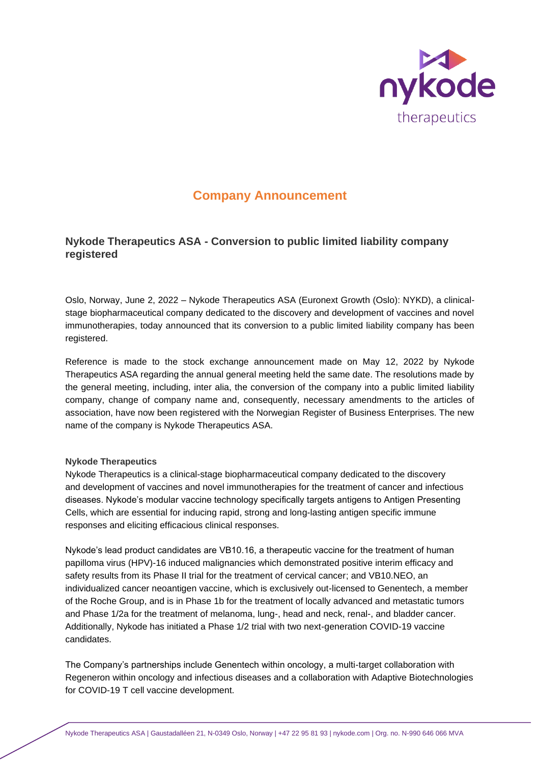# Company Announcement

## Nykode Therapeutics ASA - Conversion to public limited liability company registered

Oslo, Norway, June 2, 2022 – Nykode Therapeutics ASA (Euronext Growth (Oslo): NYKD), a clinical-stage biopharmaceutical company dedicated to the discovery and development of vaccines and novel immunotherapies, today announced that its conversion to a public limited liability company has been registered.

Reference is made to the stock exchange announcement made on May 12, 2022 by Nykode Therapeutics ASA regarding the annual general meeting held the same date. The resolutions made by the general meeting, including, inter alia, the conversion of the company into a public limited liability company, change of company name and, consequently, necessary amendments to the articles of association, have now been registered with the Norwegian Register of Business Enterprises. The new name of the company is Nykode Therapeutics ASA.

**Nykode Therapeutics**

Nykode Therapeutics is a clinical-stage biopharmaceutical company dedicated to the discovery and development of vaccines and novel immunotherapies for the treatment of cancer and infectious diseases. Nykode's modular vaccine technology specifically targets antigens to Antigen Presenting Cells, which are essential for inducing rapid, strong and long-lasting antigen specific immune responses and eliciting efficacious clinical responses.

Nykode's lead product candidates are VB10.16, a therapeutic vaccine for the treatment of human papilloma virus (HPV)-16 induced malignancies which demonstrated positive interim efficacy and safety results from its Phase II trial for the treatment of cervical cancer; and VB10.NEO, an individualized cancer neoantigen vaccine, which is exclusively out-licensed to Genentech, a member of the Roche Group, and is in Phase 1b for the treatment of locally advanced and metastatic tumors and Phase 1/2a for the treatment of melanoma, lung-, head and neck, renal-, and bladder cancer. Additionally, Nykode has initiated a Phase 1/2 trial with two next-generation COVID-19 vaccine candidates.

The Company's partnerships include Genentech within oncology, a multi-target collaboration with Regeneron within oncology and infectious diseases and a collaboration with Adaptive Biotechnologies for COVID-19 T cell vaccine development.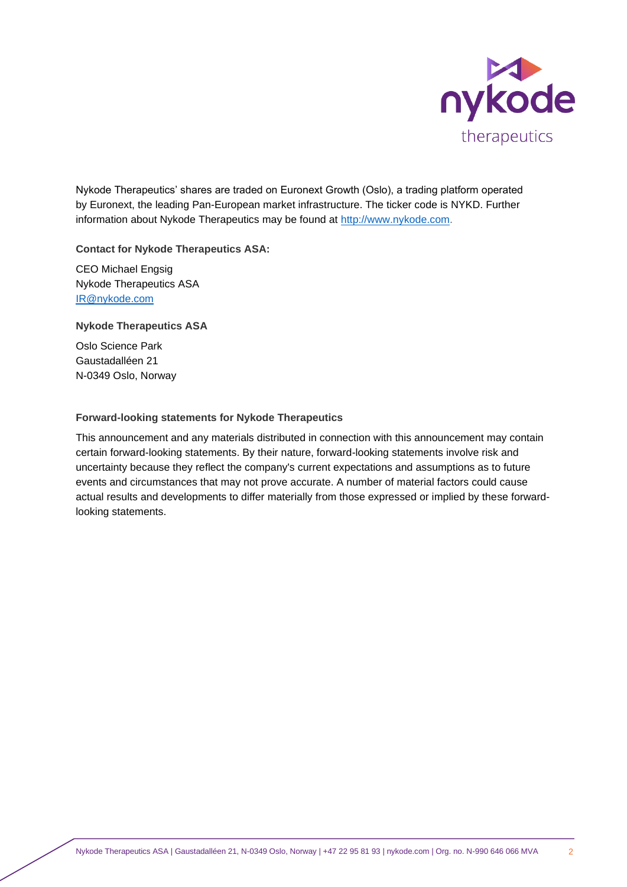Nykode Therapeutics' shares are traded on Euronext Growth (Oslo), a trading platform operated by Euronext, the leading Pan-European market infrastructure. The ticker code is NYKD. Further information about Nykode Therapeutics may be found at http://www.nykode.com.

**Contact for Nykode Therapeutics ASA:**

CEO Michael Engsig
Nykode Therapeutics ASA
IR@nykode.com

**Nykode Therapeutics ASA**

Oslo Science Park
Gaustadalléen 21
N-0349 Oslo, Norway

**Forward-looking statements for Nykode Therapeutics**

This announcement and any materials distributed in connection with this announcement may contain certain forward-looking statements. By their nature, forward-looking statements involve risk and uncertainty because they reflect the company's current expectations and assumptions as to future events and circumstances that may not prove accurate. A number of material factors could cause actual results and developments to differ materially from those expressed or implied by these forward-looking statements.